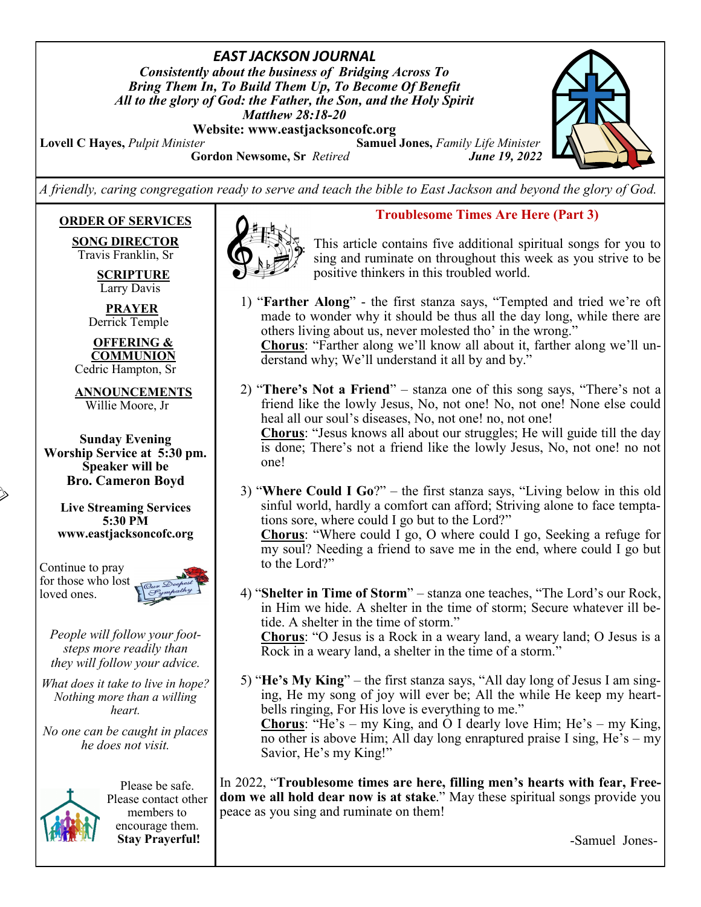# EAST JACKSON JOURNAL

***Consistently about the business of Bridging Across To Bring Them In, To Build Them Up, To Become Of Benefit All to the glory of God: the Father, the Son, and the Holy Spirit***
***Matthew 28:18-20***

**Website: www.eastjacksoncofc.org**

**Lovell C Hayes,** *Pulpit Minister* — **Samuel Jones,** *Family Life Minister*
**Gordon Newsome, Sr** *Retired* — ***June 19, 2022***

*A friendly, caring congregation ready to serve and teach the bible to East Jackson and beyond the glory of God.*

**ORDER OF SERVICES**

**SONG DIRECTOR**
Travis Franklin, Sr

**SCRIPTURE**
Larry Davis

**PRAYER**
Derrick Temple

**OFFERING & COMMUNION**
Cedric Hampton, Sr

**ANNOUNCEMENTS**
Willie Moore, Jr

**Sunday Evening Worship Service at 5:30 pm. Speaker will be Bro. Cameron Boyd**

**Live Streaming Services 5:30 PM www.eastjacksoncofc.org**

Continue to pray for those who lost loved ones.

*People will follow your footsteps more readily than they will follow your advice.*

*What does it take to live in hope? Nothing more than a willing heart.*

*No one can be caught in places he does not visit.*

Please be safe. Please contact other members to encourage them. **Stay Prayerful!**

## Troublesome Times Are Here (Part 3)

This article contains five additional spiritual songs for you to sing and ruminate on throughout this week as you strive to be positive thinkers in this troubled world.

1) "**Farther Along**" - the first stanza says, "Tempted and tried we're oft made to wonder why it should be thus all the day long, while there are others living about us, never molested tho' in the wrong."
   **Chorus**: "Farther along we'll know all about it, farther along we'll understand why; We'll understand it all by and by."

2) "**There's Not a Friend**" – stanza one of this song says, "There's not a friend like the lowly Jesus, No, not one! No, not one! None else could heal all our soul's diseases, No, not one! no, not one!
   **Chorus**: "Jesus knows all about our struggles; He will guide till the day is done; There's not a friend like the lowly Jesus, No, not one! no not one!

3) "**Where Could I Go**?" – the first stanza says, "Living below in this old sinful world, hardly a comfort can afford; Striving alone to face temptations sore, where could I go but to the Lord?"
   **Chorus**: "Where could I go, O where could I go, Seeking a refuge for my soul? Needing a friend to save me in the end, where could I go but to the Lord?"

4) "**Shelter in Time of Storm**" – stanza one teaches, "The Lord's our Rock, in Him we hide. A shelter in the time of storm; Secure whatever ill betide. A shelter in the time of storm."
   **Chorus**: "O Jesus is a Rock in a weary land, a weary land; O Jesus is a Rock in a weary land, a shelter in the time of a storm."

5) "**He's My King**" – the first stanza says, "All day long of Jesus I am singing, He my song of joy will ever be; All the while He keep my heartbells ringing, For His love is everything to me."
   **Chorus**: "He's – my King, and O I dearly love Him; He's – my King, no other is above Him; All day long enraptured praise I sing, He's – my Savior, He's my King!"

In 2022, "**Troublesome times are here, filling men's hearts with fear, Freedom we all hold dear now is at stake**." May these spiritual songs provide you peace as you sing and ruminate on them!

-Samuel Jones-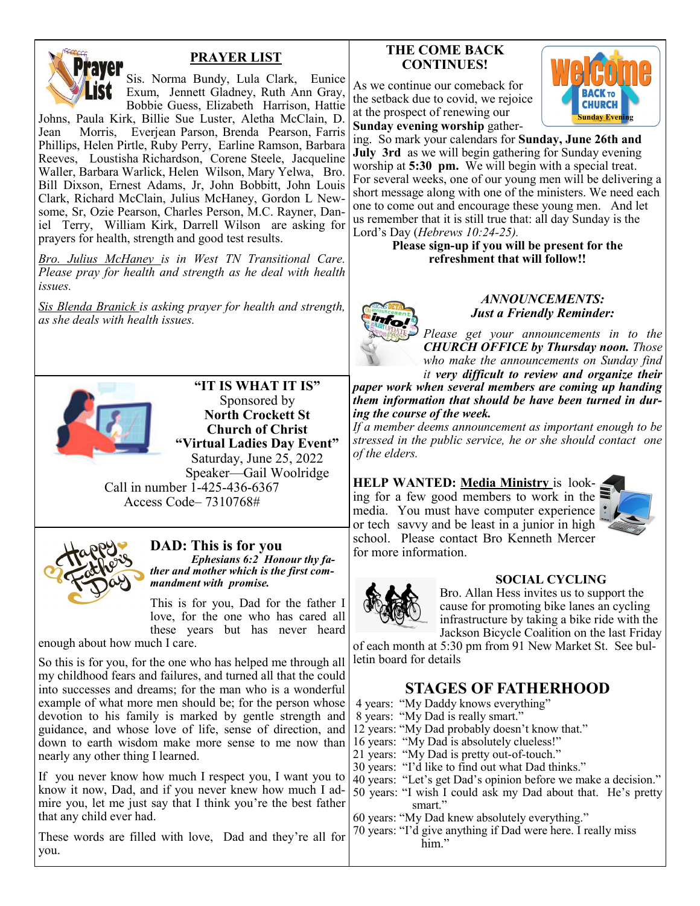## PRAYER LIST

Sis. Norma Bundy, Lula Clark, Eunice Exum, Jennett Gladney, Ruth Ann Gray, Bobbie Guess, Elizabeth Harrison, Hattie Johns, Paula Kirk, Billie Sue Luster, Aletha McClain, D. Jean Morris, Everjean Parson, Brenda Pearson, Farris Phillips, Helen Pirtle, Ruby Perry, Earline Ramson, Barbara Reeves, Loustisha Richardson, Corene Steele, Jacqueline Waller, Barbara Warlick, Helen Wilson, Mary Yelwa, Bro. Bill Dixson, Ernest Adams, Jr, John Bobbitt, John Louis Clark, Richard McClain, Julius McHaney, Gordon L Newsome, Sr, Ozie Pearson, Charles Person, M.C. Rayner, Daniel Terry, William Kirk, Darrell Wilson are asking for prayers for health, strength and good test results.

*Bro. Julius McHaney is in West TN Transitional Care. Please pray for health and strength as he deal with health issues.*

*Sis Blenda Branick is asking prayer for health and strength, as she deals with health issues.*

## "IT IS WHAT IT IS"

Sponsored by
**North Crockett St Church of Christ**
**"Virtual Ladies Day Event"**
Saturday, June 25, 2022
Speaker—Gail Woolridge
Call in number 1-425-436-6367
Access Code– 7310768#

## DAD: This is for you

***Ephesians 6:2 Honour thy father and mother which is the first commandment with promise.***

This is for you, Dad for the father I love, for the one who has cared all these years but has never heard enough about how much I care.

So this is for you, for the one who has helped me through all my childhood fears and failures, and turned all that the could into successes and dreams; for the man who is a wonderful example of what more men should be; for the person whose devotion to his family is marked by gentle strength and guidance, and whose love of life, sense of direction, and down to earth wisdom make more sense to me now than nearly any other thing I learned.

If you never know how much I respect you, I want you to know it now, Dad, and if you never knew how much I admire you, let me just say that I think you're the best father that any child ever had.

These words are filled with love, Dad and they're all for you.

## THE COME BACK CONTINUES!

As we continue our comeback for the setback due to covid, we rejoice at the prospect of renewing our **Sunday evening worship** gathering. So mark your calendars for **Sunday, June 26th and July 3rd** as we will begin gathering for Sunday evening worship at **5:30 pm.** We will begin with a special treat. For several weeks, one of our young men will be delivering a short message along with one of the ministers. We need each one to come out and encourage these young men. And let us remember that it is still true that: all day Sunday is the Lord's Day (*Hebrews 10:24-25).*

**Please sign-up if you will be present for the refreshment that will follow!!**

## *ANNOUNCEMENTS: Just a Friendly Reminder:*

*Please get your announcements in to the **CHURCH OFFICE by Thursday noon.** Those who make the announcements on Sunday find it **very difficult to review and organize their paper work when several members are coming up handing them information that should be have been turned in during the course of the week.***

*If a member deems announcement as important enough to be stressed in the public service, he or she should contact one of the elders.*

**HELP WANTED:** **Media Ministry** is looking for a few good members to work in the media. You must have computer experience or tech savvy and be least in a junior in high school. Please contact Bro Kenneth Mercer for more information.

## SOCIAL CYCLING

Bro. Allan Hess invites us to support the cause for promoting bike lanes an cycling infrastructure by taking a bike ride with the Jackson Bicycle Coalition on the last Friday of each month at 5:30 pm from 91 New Market St. See bulletin board for details

## STAGES OF FATHERHOOD

4 years: "My Daddy knows everything"
8 years: "My Dad is really smart."
12 years: "My Dad probably doesn't know that."
16 years: "My Dad is absolutely clueless!"
21 years: "My Dad is pretty out-of-touch."
30 years: "I'd like to find out what Dad thinks."
40 years: "Let's get Dad's opinion before we make a decision."
50 years: "I wish I could ask my Dad about that. He's pretty smart."
60 years: "My Dad knew absolutely everything."
70 years: "I'd give anything if Dad were here. I really miss him."